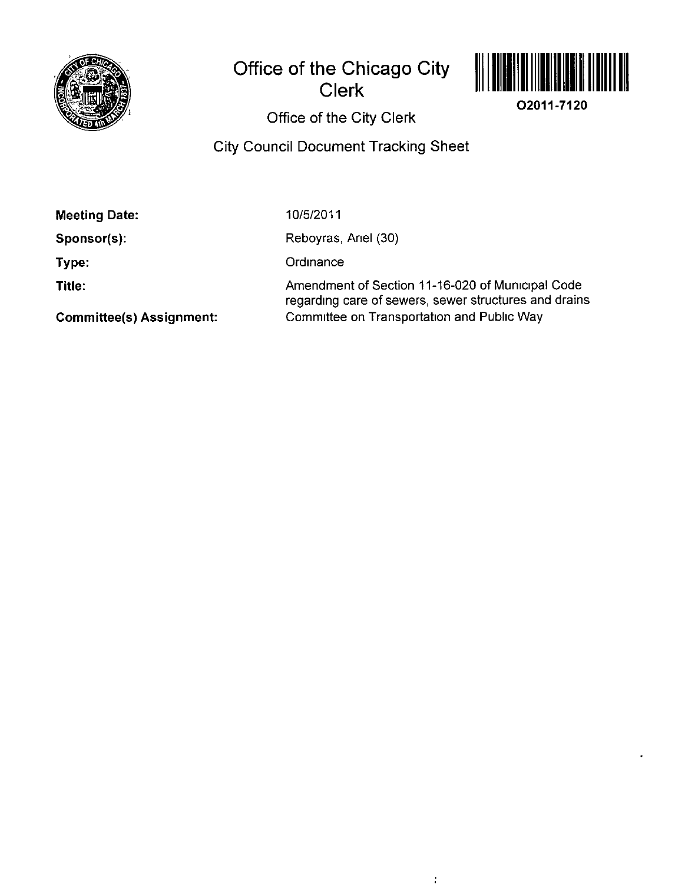# Office of the Chicago City Clerk

O2011-7120

## Office of the City Clerk

## City Council Document Tracking Sheet

| | |
|---|---|
| **Meeting Date:** | 10/5/2011 |
| **Sponsor(s):** | Reboyras, Ariel (30) |
| **Type:** | Ordinance |
| **Title:** | Amendment of Section 11-16-020 of Municipal Code regarding care of sewers, sewer structures and drains |
| **Committee(s) Assignment:** | Committee on Transportation and Public Way |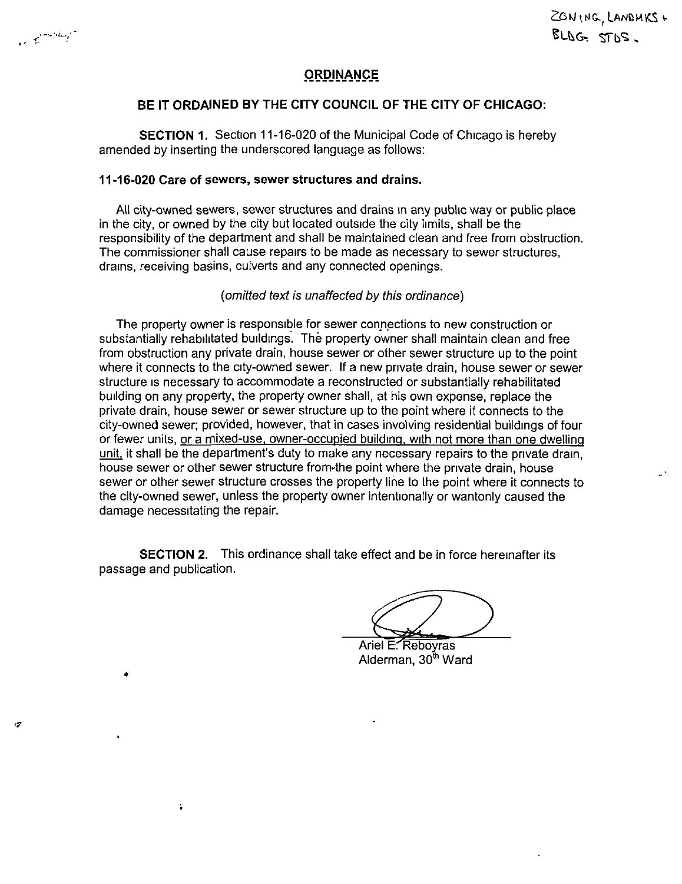ZONING, LANDMKS + BLDG. STDS.

## ORDINANCE

**BE IT ORDAINED BY THE CITY COUNCIL OF THE CITY OF CHICAGO:**

**SECTION 1.** Section 11-16-020 of the Municipal Code of Chicago is hereby amended by inserting the underscored language as follows:

**11-16-020 Care of sewers, sewer structures and drains.**

All city-owned sewers, sewer structures and drains in any public way or public place in the city, or owned by the city but located outside the city limits, shall be the responsibility of the department and shall be maintained clean and free from obstruction. The commissioner shall cause repairs to be made as necessary to sewer structures, drains, receiving basins, culverts and any connected openings.

*(omitted text is unaffected by this ordinance)*

The property owner is responsible for sewer connections to new construction or substantially rehabilitated buildings. The property owner shall maintain clean and free from obstruction any private drain, house sewer or other sewer structure up to the point where it connects to the city-owned sewer. If a new private drain, house sewer or sewer structure is necessary to accommodate a reconstructed or substantially rehabilitated building on any property, the property owner shall, at his own expense, replace the private drain, house sewer or sewer structure up to the point where it connects to the city-owned sewer; provided, however, that in cases involving residential buildings of four or fewer units, <u>or a mixed-use, owner-occupied building, with not more than one dwelling unit,</u> it shall be the department's duty to make any necessary repairs to the private drain, house sewer or other sewer structure from the point where the private drain, house sewer or other sewer structure crosses the property line to the point where it connects to the city-owned sewer, unless the property owner intentionally or wantonly caused the damage necessitating the repair.

**SECTION 2.** This ordinance shall take effect and be in force hereinafter its passage and publication.

Ariel E. Reboyras
Alderman, 30th Ward